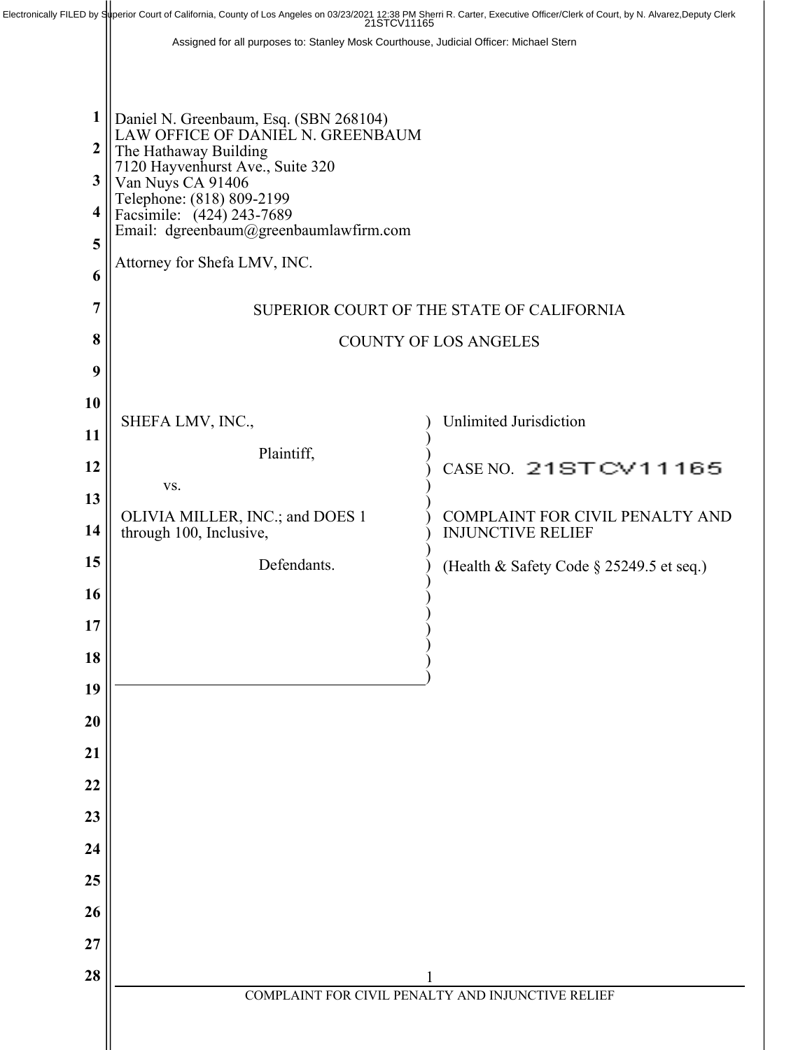Electronically FILED by Superior Court of California, County of Los Angeles on 03/23/2021 12:38 PM Sherri R. Carter, Executive Officer/Clerk of Court, by N. Alvarez,Deputy Clerk
21STCV11165

Assigned for all purposes to: Stanley Mosk Courthouse, Judicial Officer: Michael Stern

Daniel N. Greenbaum, Esq. (SBN 268104)
LAW OFFICE OF DANIEL N. GREENBAUM
The Hathaway Building
7120 Hayvenhurst Ave., Suite 320
Van Nuys CA 91406
Telephone: (818) 809-2199
Facsimile: (424) 243-7689
Email: dgreenbaum@greenbaumlawfirm.com

Attorney for Shefa LMV, INC.

SUPERIOR COURT OF THE STATE OF CALIFORNIA

COUNTY OF LOS ANGELES

| | |
|---|---|
| SHEFA LMV, INC., | Unlimited Jurisdiction |
| Plaintiff, | CASE NO. 21STCV11165 |
| vs. | |
| OLIVIA MILLER, INC.; and DOES 1 through 100, Inclusive, | COMPLAINT FOR CIVIL PENALTY AND INJUNCTIVE RELIEF |
| Defendants. | (Health & Safety Code § 25249.5 et seq.) |

COMPLAINT FOR CIVIL PENALTY AND INJUNCTIVE RELIEF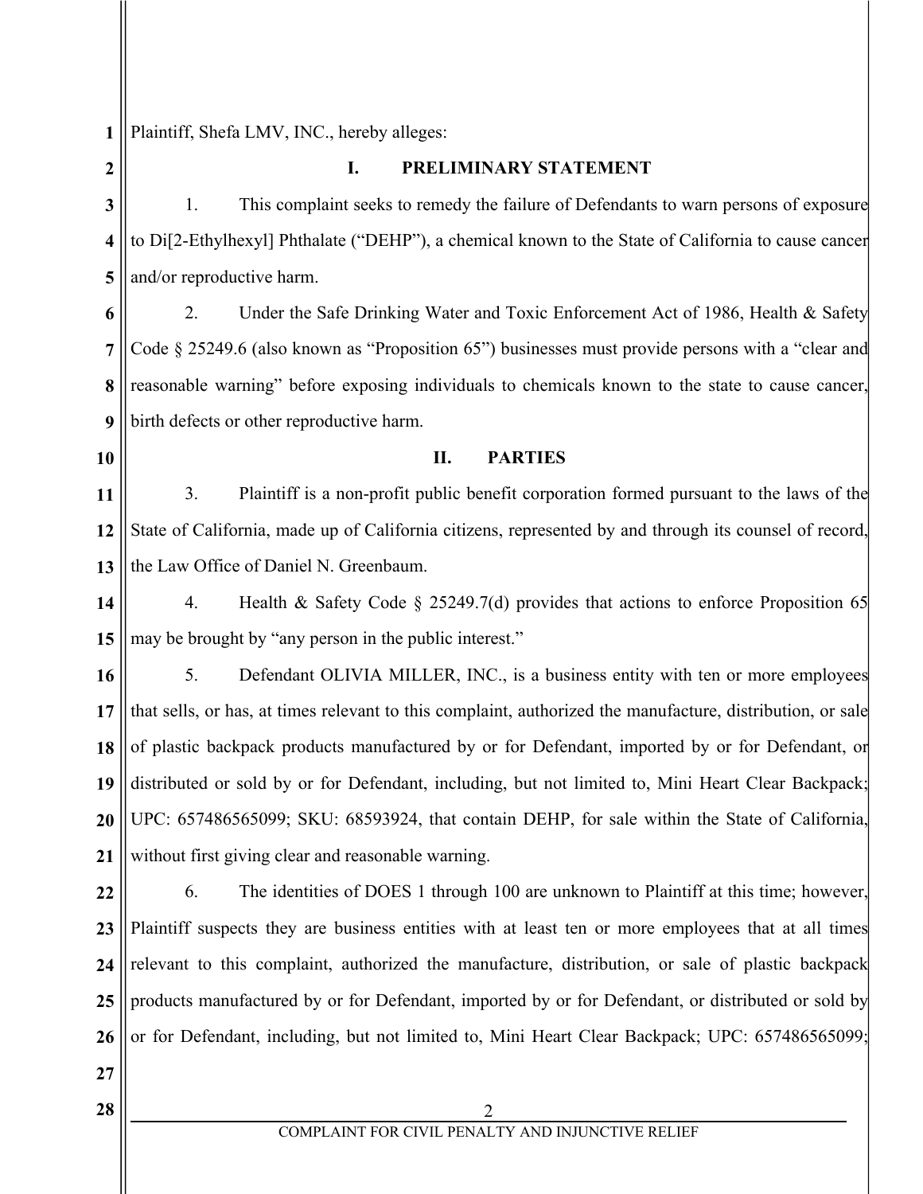Plaintiff, Shefa LMV, INC., hereby alleges:

## I. PRELIMINARY STATEMENT

1. This complaint seeks to remedy the failure of Defendants to warn persons of exposure to Di[2-Ethylhexyl] Phthalate ("DEHP"), a chemical known to the State of California to cause cancer and/or reproductive harm.

2. Under the Safe Drinking Water and Toxic Enforcement Act of 1986, Health & Safety Code § 25249.6 (also known as "Proposition 65") businesses must provide persons with a "clear and reasonable warning" before exposing individuals to chemicals known to the state to cause cancer, birth defects or other reproductive harm.

## II. PARTIES

3. Plaintiff is a non-profit public benefit corporation formed pursuant to the laws of the State of California, made up of California citizens, represented by and through its counsel of record, the Law Office of Daniel N. Greenbaum.

4. Health & Safety Code § 25249.7(d) provides that actions to enforce Proposition 65 may be brought by "any person in the public interest."

5. Defendant OLIVIA MILLER, INC., is a business entity with ten or more employees that sells, or has, at times relevant to this complaint, authorized the manufacture, distribution, or sale of plastic backpack products manufactured by or for Defendant, imported by or for Defendant, or distributed or sold by or for Defendant, including, but not limited to, Mini Heart Clear Backpack; UPC: 657486565099; SKU: 68593924, that contain DEHP, for sale within the State of California, without first giving clear and reasonable warning.

6. The identities of DOES 1 through 100 are unknown to Plaintiff at this time; however, Plaintiff suspects they are business entities with at least ten or more employees that at all times relevant to this complaint, authorized the manufacture, distribution, or sale of plastic backpack products manufactured by or for Defendant, imported by or for Defendant, or distributed or sold by or for Defendant, including, but not limited to, Mini Heart Clear Backpack; UPC: 657486565099;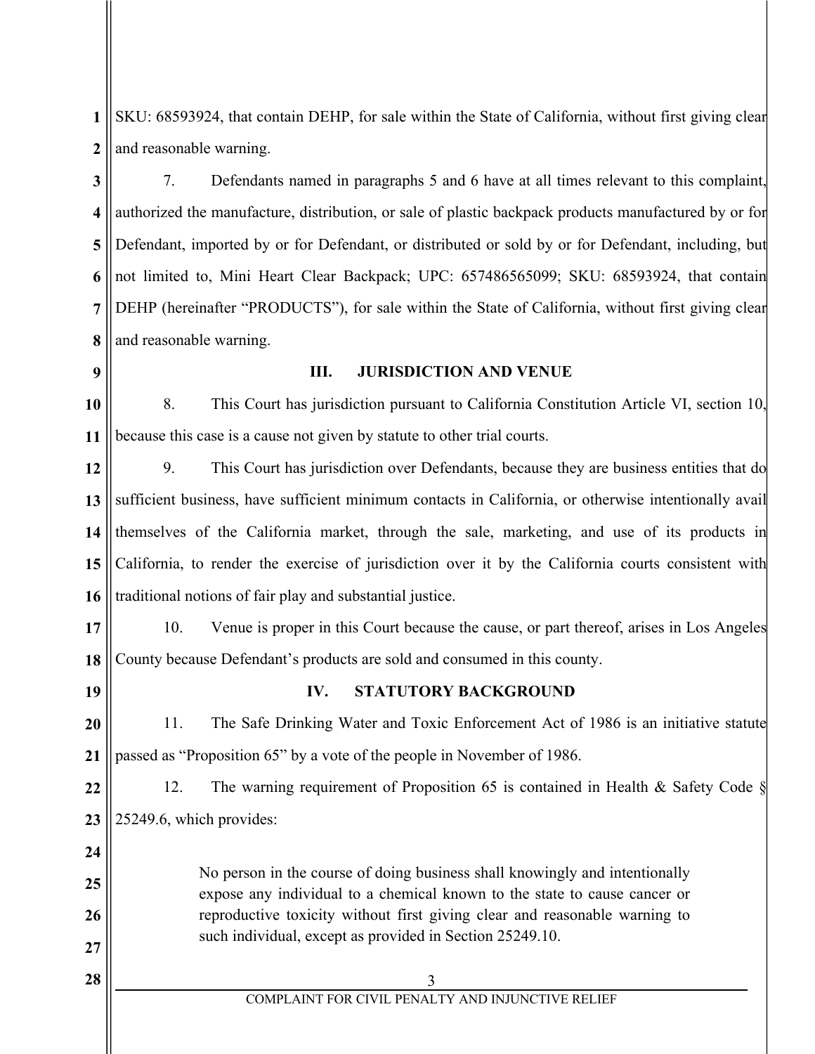SKU: 68593924, that contain DEHP, for sale within the State of California, without first giving clear and reasonable warning.

7. Defendants named in paragraphs 5 and 6 have at all times relevant to this complaint, authorized the manufacture, distribution, or sale of plastic backpack products manufactured by or for Defendant, imported by or for Defendant, or distributed or sold by or for Defendant, including, but not limited to, Mini Heart Clear Backpack; UPC: 657486565099; SKU: 68593924, that contain DEHP (hereinafter "PRODUCTS"), for sale within the State of California, without first giving clear and reasonable warning.

## III. JURISDICTION AND VENUE

8. This Court has jurisdiction pursuant to California Constitution Article VI, section 10, because this case is a cause not given by statute to other trial courts.

9. This Court has jurisdiction over Defendants, because they are business entities that do sufficient business, have sufficient minimum contacts in California, or otherwise intentionally avail themselves of the California market, through the sale, marketing, and use of its products in California, to render the exercise of jurisdiction over it by the California courts consistent with traditional notions of fair play and substantial justice.

10. Venue is proper in this Court because the cause, or part thereof, arises in Los Angeles County because Defendant's products are sold and consumed in this county.

## IV. STATUTORY BACKGROUND

11. The Safe Drinking Water and Toxic Enforcement Act of 1986 is an initiative statute passed as "Proposition 65" by a vote of the people in November of 1986.

12. The warning requirement of Proposition 65 is contained in Health & Safety Code § 25249.6, which provides:

> No person in the course of doing business shall knowingly and intentionally expose any individual to a chemical known to the state to cause cancer or reproductive toxicity without first giving clear and reasonable warning to such individual, except as provided in Section 25249.10.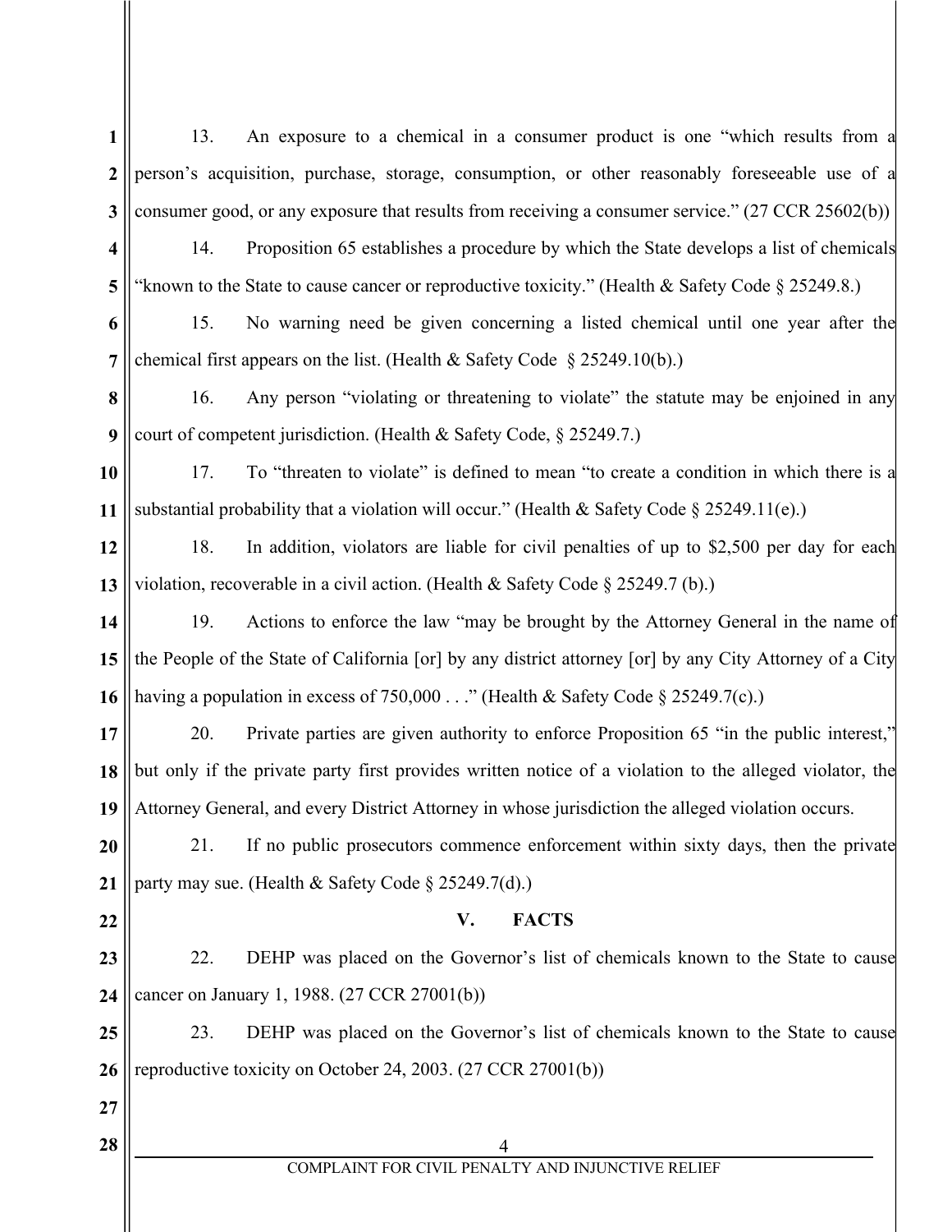13. An exposure to a chemical in a consumer product is one "which results from a person's acquisition, purchase, storage, consumption, or other reasonably foreseeable use of a consumer good, or any exposure that results from receiving a consumer service." (27 CCR 25602(b))

14. Proposition 65 establishes a procedure by which the State develops a list of chemicals "known to the State to cause cancer or reproductive toxicity." (Health & Safety Code § 25249.8.)

15. No warning need be given concerning a listed chemical until one year after the chemical first appears on the list. (Health & Safety Code § 25249.10(b).)

16. Any person "violating or threatening to violate" the statute may be enjoined in any court of competent jurisdiction. (Health & Safety Code, § 25249.7.)

17. To "threaten to violate" is defined to mean "to create a condition in which there is a substantial probability that a violation will occur." (Health & Safety Code § 25249.11(e).)

18. In addition, violators are liable for civil penalties of up to $2,500 per day for each violation, recoverable in a civil action. (Health & Safety Code § 25249.7 (b).)

19. Actions to enforce the law "may be brought by the Attorney General in the name of the People of the State of California [or] by any district attorney [or] by any City Attorney of a City having a population in excess of 750,000 . . ." (Health & Safety Code § 25249.7(c).)

20. Private parties are given authority to enforce Proposition 65 "in the public interest," but only if the private party first provides written notice of a violation to the alleged violator, the Attorney General, and every District Attorney in whose jurisdiction the alleged violation occurs.

21. If no public prosecutors commence enforcement within sixty days, then the private party may sue. (Health & Safety Code § 25249.7(d).)

## V. FACTS

22. DEHP was placed on the Governor's list of chemicals known to the State to cause cancer on January 1, 1988. (27 CCR 27001(b))

23. DEHP was placed on the Governor's list of chemicals known to the State to cause reproductive toxicity on October 24, 2003. (27 CCR 27001(b))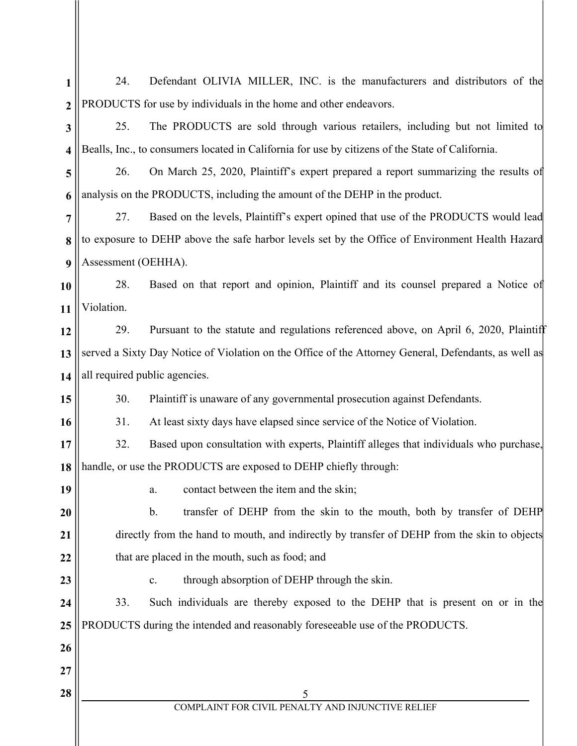24. Defendant OLIVIA MILLER, INC. is the manufacturers and distributors of the PRODUCTS for use by individuals in the home and other endeavors.

25. The PRODUCTS are sold through various retailers, including but not limited to Bealls, Inc., to consumers located in California for use by citizens of the State of California.

26. On March 25, 2020, Plaintiff's expert prepared a report summarizing the results of analysis on the PRODUCTS, including the amount of the DEHP in the product.

27. Based on the levels, Plaintiff's expert opined that use of the PRODUCTS would lead to exposure to DEHP above the safe harbor levels set by the Office of Environment Health Hazard Assessment (OEHHA).

28. Based on that report and opinion, Plaintiff and its counsel prepared a Notice of Violation.

29. Pursuant to the statute and regulations referenced above, on April 6, 2020, Plaintiff served a Sixty Day Notice of Violation on the Office of the Attorney General, Defendants, as well as all required public agencies.

30. Plaintiff is unaware of any governmental prosecution against Defendants.

31. At least sixty days have elapsed since service of the Notice of Violation.

32. Based upon consultation with experts, Plaintiff alleges that individuals who purchase, handle, or use the PRODUCTS are exposed to DEHP chiefly through:

   a. contact between the item and the skin;

   b. transfer of DEHP from the skin to the mouth, both by transfer of DEHP directly from the hand to mouth, and indirectly by transfer of DEHP from the skin to objects that are placed in the mouth, such as food; and

   c. through absorption of DEHP through the skin.

33. Such individuals are thereby exposed to the DEHP that is present on or in the PRODUCTS during the intended and reasonably foreseeable use of the PRODUCTS.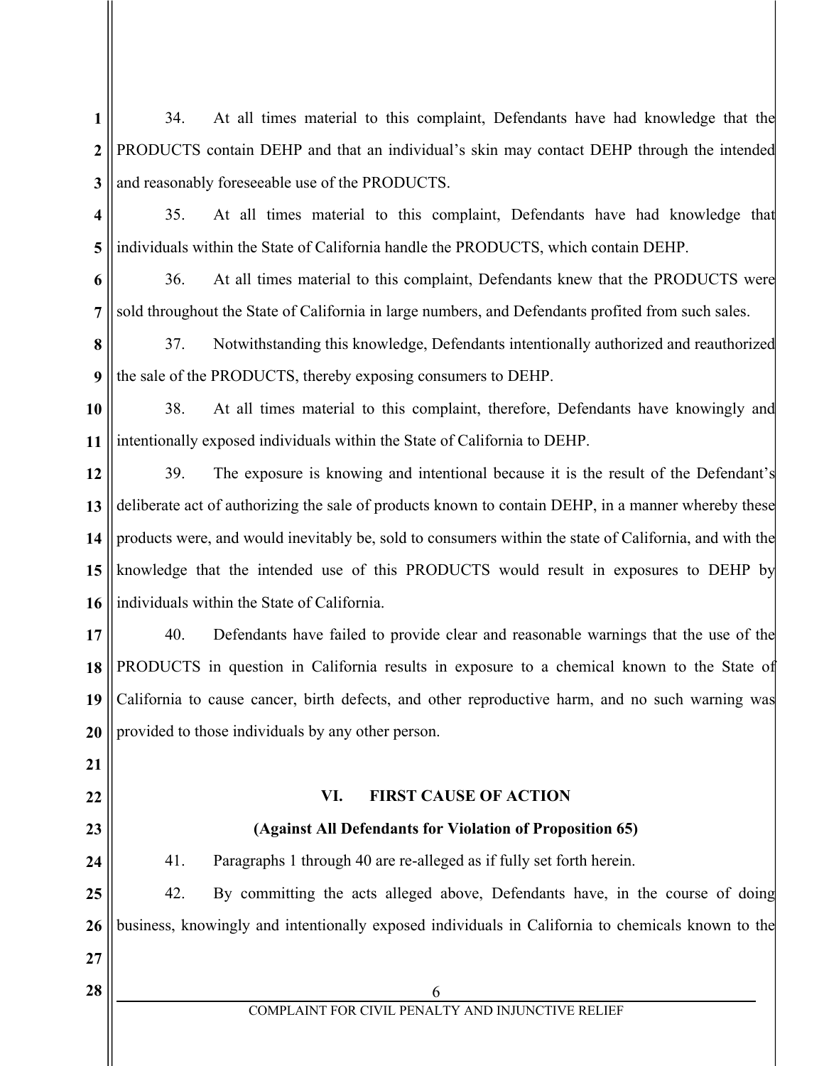34. At all times material to this complaint, Defendants have had knowledge that the PRODUCTS contain DEHP and that an individual's skin may contact DEHP through the intended and reasonably foreseeable use of the PRODUCTS.

35. At all times material to this complaint, Defendants have had knowledge that individuals within the State of California handle the PRODUCTS, which contain DEHP.

36. At all times material to this complaint, Defendants knew that the PRODUCTS were sold throughout the State of California in large numbers, and Defendants profited from such sales.

37. Notwithstanding this knowledge, Defendants intentionally authorized and reauthorized the sale of the PRODUCTS, thereby exposing consumers to DEHP.

38. At all times material to this complaint, therefore, Defendants have knowingly and intentionally exposed individuals within the State of California to DEHP.

39. The exposure is knowing and intentional because it is the result of the Defendant's deliberate act of authorizing the sale of products known to contain DEHP, in a manner whereby these products were, and would inevitably be, sold to consumers within the state of California, and with the knowledge that the intended use of this PRODUCTS would result in exposures to DEHP by individuals within the State of California.

40. Defendants have failed to provide clear and reasonable warnings that the use of the PRODUCTS in question in California results in exposure to a chemical known to the State of California to cause cancer, birth defects, and other reproductive harm, and no such warning was provided to those individuals by any other person.

## VI. FIRST CAUSE OF ACTION

**(Against All Defendants for Violation of Proposition 65)**

41. Paragraphs 1 through 40 are re-alleged as if fully set forth herein.

42. By committing the acts alleged above, Defendants have, in the course of doing business, knowingly and intentionally exposed individuals in California to chemicals known to the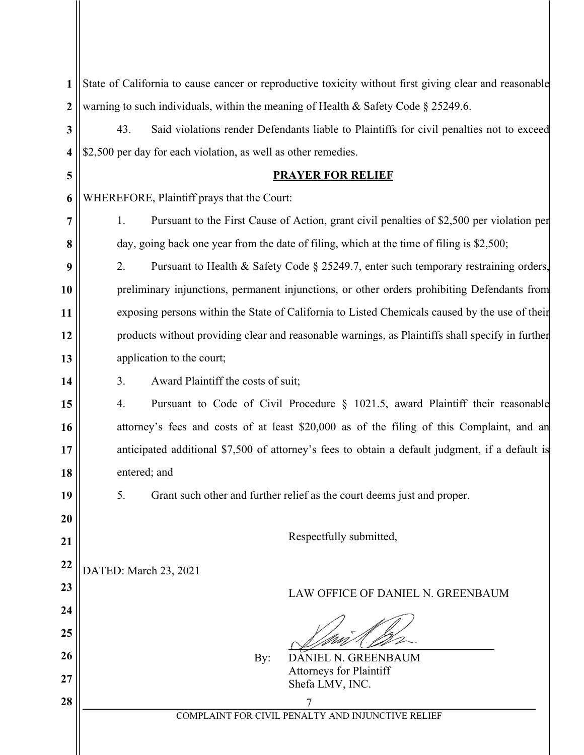State of California to cause cancer or reproductive toxicity without first giving clear and reasonable warning to such individuals, within the meaning of Health & Safety Code § 25249.6.

43. Said violations render Defendants liable to Plaintiffs for civil penalties not to exceed $2,500 per day for each violation, as well as other remedies.

## PRAYER FOR RELIEF

WHEREFORE, Plaintiff prays that the Court:

1. Pursuant to the First Cause of Action, grant civil penalties of $2,500 per violation per day, going back one year from the date of filing, which at the time of filing is $2,500;

2. Pursuant to Health & Safety Code § 25249.7, enter such temporary restraining orders, preliminary injunctions, permanent injunctions, or other orders prohibiting Defendants from exposing persons within the State of California to Listed Chemicals caused by the use of their products without providing clear and reasonable warnings, as Plaintiffs shall specify in further application to the court;

3. Award Plaintiff the costs of suit;

4. Pursuant to Code of Civil Procedure § 1021.5, award Plaintiff their reasonable attorney's fees and costs of at least $20,000 as of the filing of this Complaint, and an anticipated additional $7,500 of attorney's fees to obtain a default judgment, if a default is entered; and

5. Grant such other and further relief as the court deems just and proper.

Respectfully submitted,

DATED: March 23, 2021

LAW OFFICE OF DANIEL N. GREENBAUM

By: DANIEL N. GREENBAUM
Attorneys for Plaintiff
Shefa LMV, INC.